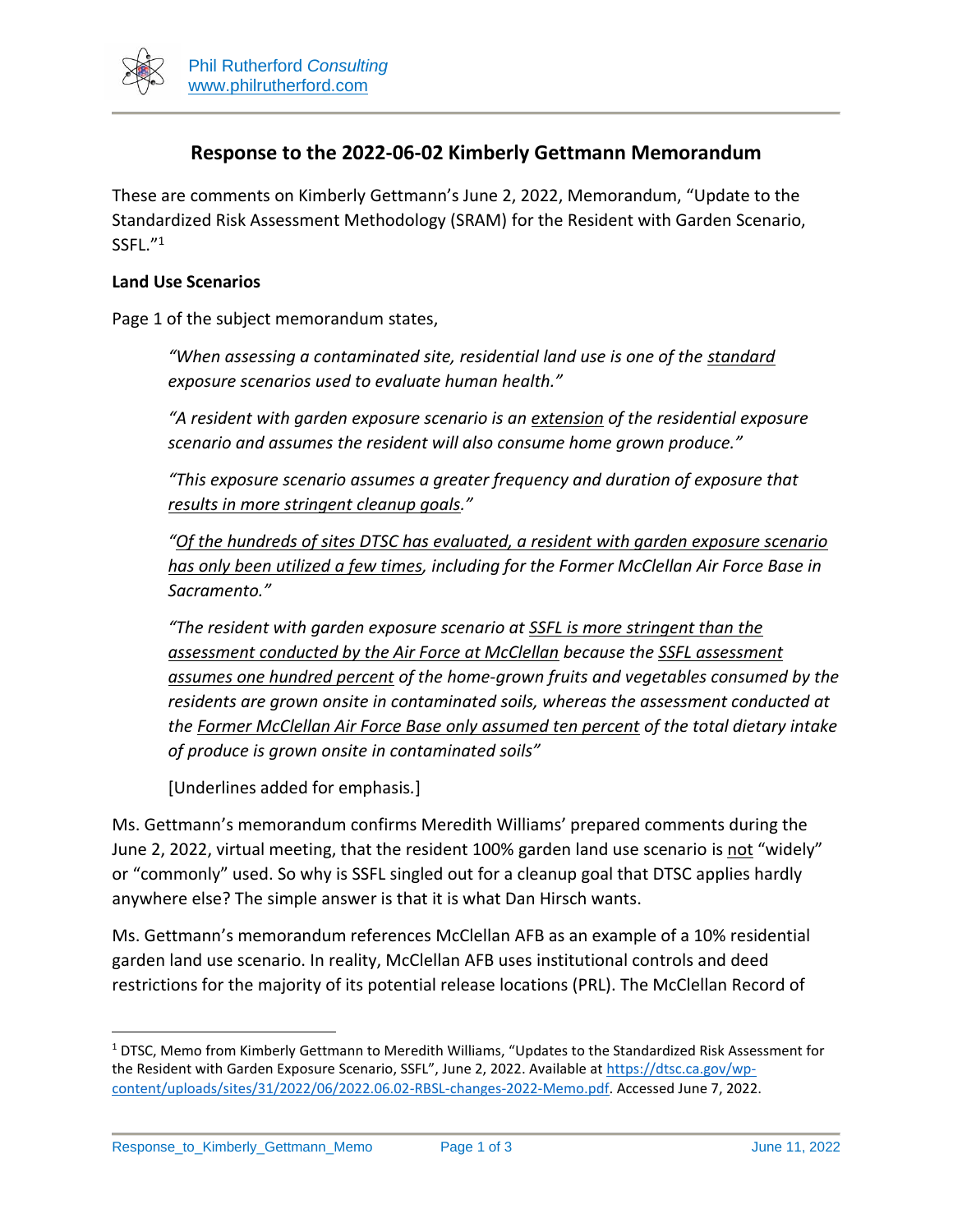# Response to the 2022-06-02 Kimberly Gettmann Memorandum

These are comments on Kimberly Gettmann's June 2, 2022, Memorandum, "Update to the Standardized Risk Assessment Methodology (SRAM) for the Resident with Garden Scenario, SSFL."[1]

**Land Use Scenarios**

Page 1 of the subject memorandum states,

> *"When assessing a contaminated site, residential land use is one of the* <u>*standard*</u> *exposure scenarios used to evaluate human health."*
>
> *"A resident with garden exposure scenario is an* <u>*extension*</u> *of the residential exposure scenario and assumes the resident will also consume home grown produce."*
>
> *"This exposure scenario assumes a greater frequency and duration of exposure that* <u>*results in more stringent cleanup goals*</u>*."*
>
> *"*<u>*Of the hundreds of sites DTSC has evaluated, a resident with garden exposure scenario has only been utilized a few times*</u>*, including for the Former McClellan Air Force Base in Sacramento."*
>
> *"The resident with garden exposure scenario at* <u>*SSFL is more stringent than the assessment conducted by the Air Force at McClellan*</u> *because the* <u>*SSFL assessment assumes one hundred percent*</u> *of the home-grown fruits and vegetables consumed by the residents are grown onsite in contaminated soils, whereas the assessment conducted at the* <u>*Former McClellan Air Force Base only assumed ten percent*</u> *of the total dietary intake of produce is grown onsite in contaminated soils"*
>
> [Underlines added for emphasis.]

Ms. Gettmann's memorandum confirms Meredith Williams' prepared comments during the June 2, 2022, virtual meeting, that the resident 100% garden land use scenario is <u>not</u> "widely" or "commonly" used. So why is SSFL singled out for a cleanup goal that DTSC applies hardly anywhere else? The simple answer is that it is what Dan Hirsch wants.

Ms. Gettmann's memorandum references McClellan AFB as an example of a 10% residential garden land use scenario. In reality, McClellan AFB uses institutional controls and deed restrictions for the majority of its potential release locations (PRL). The McClellan Record of

---

[1] DTSC, Memo from Kimberly Gettmann to Meredith Williams, "Updates to the Standardized Risk Assessment for the Resident with Garden Exposure Scenario, SSFL", June 2, 2022. Available at https://dtsc.ca.gov/wp-content/uploads/sites/31/2022/06/2022.06.02-RBSL-changes-2022-Memo.pdf. Accessed June 7, 2022.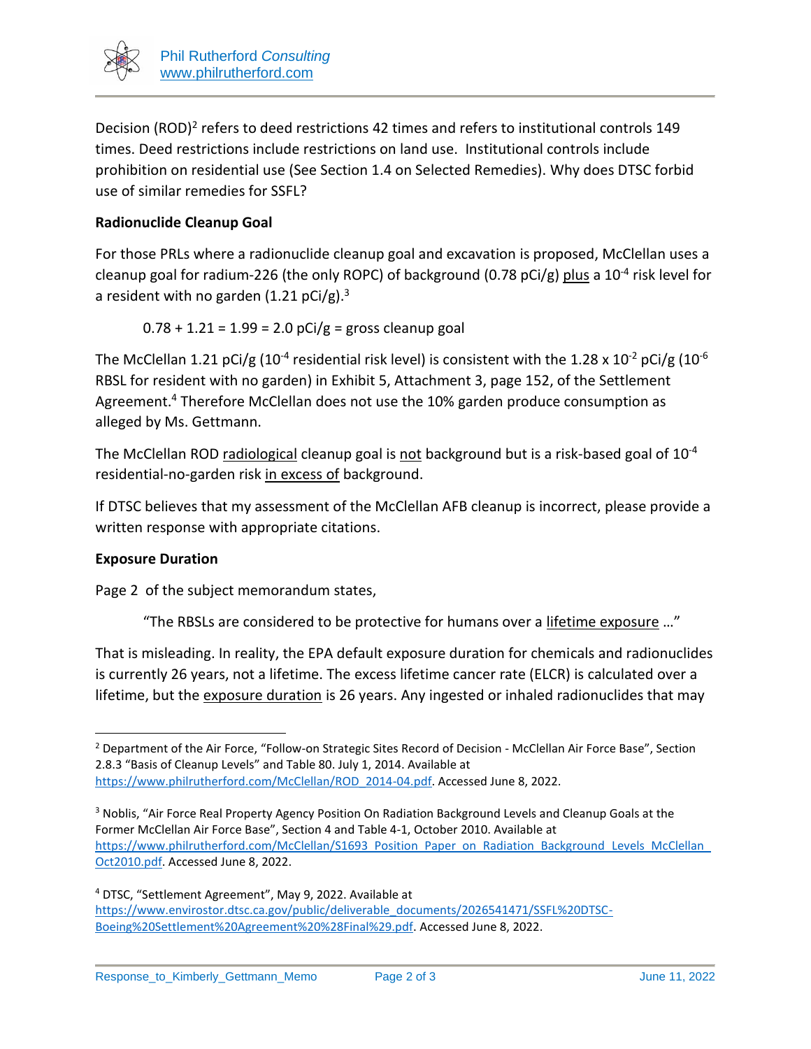Decision (ROD)[2] refers to deed restrictions 42 times and refers to institutional controls 149 times. Deed restrictions include restrictions on land use. Institutional controls include prohibition on residential use (See Section 1.4 on Selected Remedies). Why does DTSC forbid use of similar remedies for SSFL?

**Radionuclide Cleanup Goal**

For those PRLs where a radionuclide cleanup goal and excavation is proposed, McClellan uses a cleanup goal for radium-226 (the only ROPC) of background (0.78 pCi/g) <u>plus</u> a $10^{-4}$ risk level for a resident with no garden (1.21 pCi/g).[3]

$$0.78 + 1.21 = 1.99 = 2.0 \text{ pCi/g} = \text{gross cleanup goal}$$

The McClellan 1.21 pCi/g ($10^{-4}$ residential risk level) is consistent with the $1.28 \times 10^{-2}$ pCi/g ($10^{-6}$ RBSL for resident with no garden) in Exhibit 5, Attachment 3, page 152, of the Settlement Agreement.[4] Therefore McClellan does not use the 10% garden produce consumption as alleged by Ms. Gettmann.

The McClellan ROD <u>radiological</u> cleanup goal is <u>not</u> background but is a risk-based goal of $10^{-4}$ residential-no-garden risk <u>in excess of</u> background.

If DTSC believes that my assessment of the McClellan AFB cleanup is incorrect, please provide a written response with appropriate citations.

**Exposure Duration**

Page 2 of the subject memorandum states,

> "The RBSLs are considered to be protective for humans over a <u>lifetime exposure</u> …"

That is misleading. In reality, the EPA default exposure duration for chemicals and radionuclides is currently 26 years, not a lifetime. The excess lifetime cancer rate (ELCR) is calculated over a lifetime, but the <u>exposure duration</u> is 26 years. Any ingested or inhaled radionuclides that may

---

[2] Department of the Air Force, "Follow-on Strategic Sites Record of Decision - McClellan Air Force Base", Section 2.8.3 "Basis of Cleanup Levels" and Table 80. July 1, 2014. Available at https://www.philrutherford.com/McClellan/ROD_2014-04.pdf. Accessed June 8, 2022.

[3] Noblis, "Air Force Real Property Agency Position On Radiation Background Levels and Cleanup Goals at the Former McClellan Air Force Base", Section 4 and Table 4-1, October 2010. Available at https://www.philrutherford.com/McClellan/S1693_Position_Paper_on_Radiation_Background_Levels_McClellan_Oct2010.pdf. Accessed June 8, 2022.

[4] DTSC, "Settlement Agreement", May 9, 2022. Available at https://www.envirostor.dtsc.ca.gov/public/deliverable_documents/2026541471/SSFL%20DTSC-Boeing%20Settlement%20Agreement%20%28Final%29.pdf. Accessed June 8, 2022.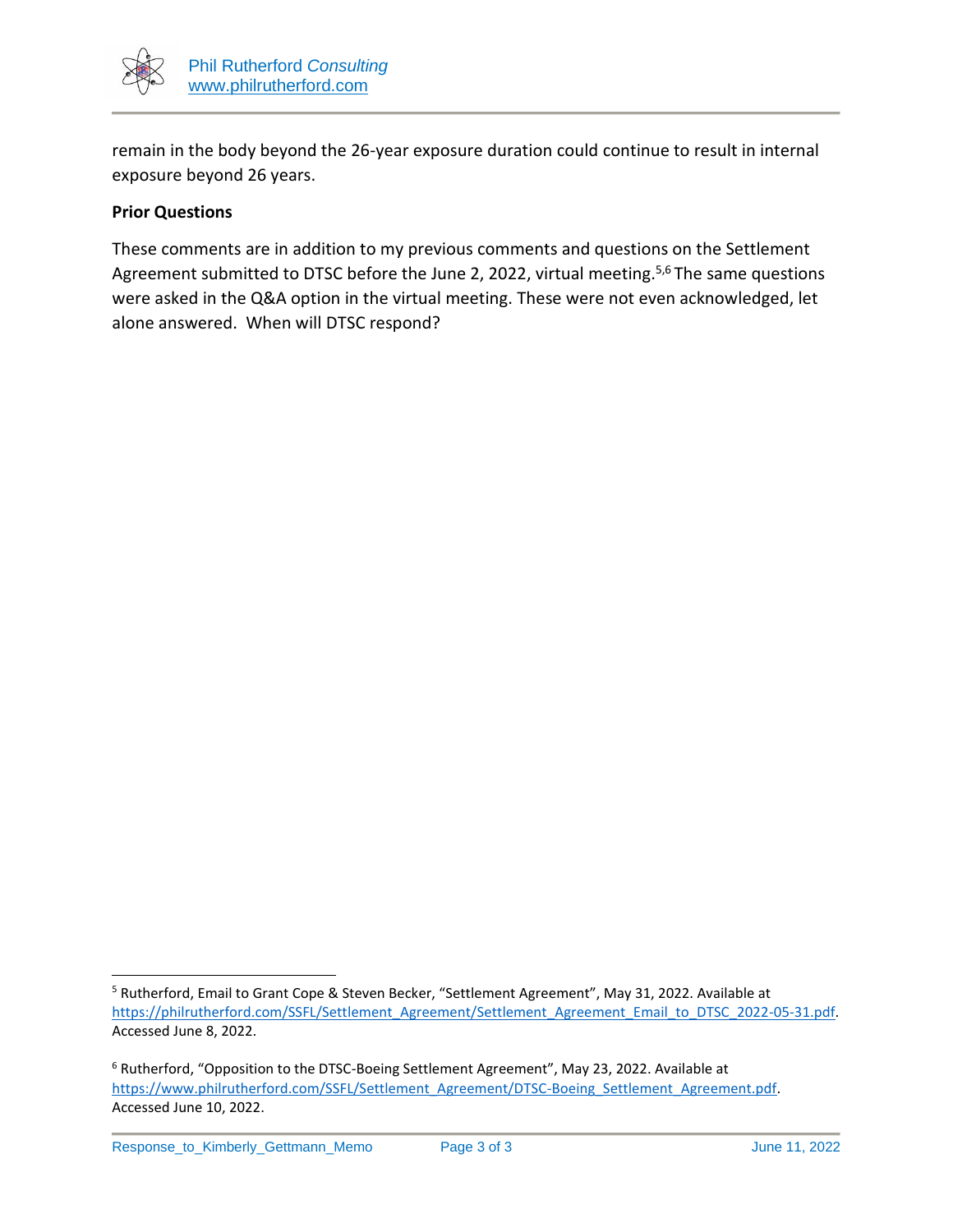remain in the body beyond the 26-year exposure duration could continue to result in internal exposure beyond 26 years.

**Prior Questions**

These comments are in addition to my previous comments and questions on the Settlement Agreement submitted to DTSC before the June 2, 2022, virtual meeting.[5,6] The same questions were asked in the Q&A option in the virtual meeting. These were not even acknowledged, let alone answered. When will DTSC respond?

[5] Rutherford, Email to Grant Cope & Steven Becker, "Settlement Agreement", May 31, 2022. Available at https://philrutherford.com/SSFL/Settlement_Agreement/Settlement_Agreement_Email_to_DTSC_2022-05-31.pdf. Accessed June 8, 2022.

[6] Rutherford, "Opposition to the DTSC-Boeing Settlement Agreement", May 23, 2022. Available at https://www.philrutherford.com/SSFL/Settlement_Agreement/DTSC-Boeing_Settlement_Agreement.pdf. Accessed June 10, 2022.